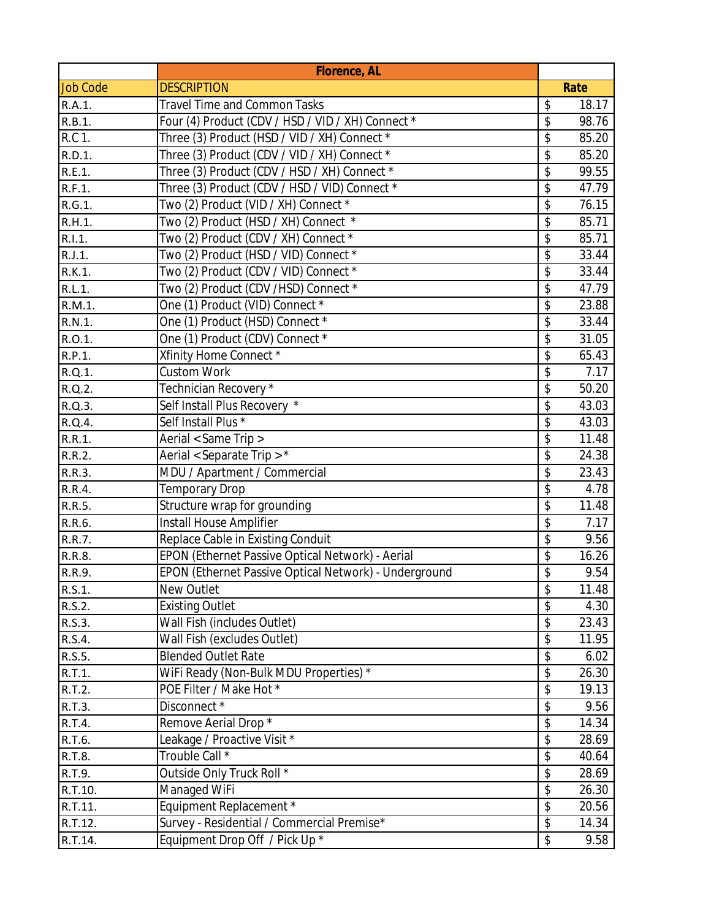| | Florence, AL | |
|---|---|---|
| Job Code | DESCRIPTION | Rate |
| R.A.1. | Travel Time and Common Tasks | $ 18.17 |
| R.B.1. | Four (4) Product (CDV / HSD / VID / XH) Connect * | $ 98.76 |
| R.C 1. | Three (3) Product (HSD / VID / XH) Connect * | $ 85.20 |
| R.D.1. | Three (3) Product (CDV / VID / XH) Connect * | $ 85.20 |
| R.E.1. | Three (3) Product (CDV / HSD / XH) Connect * | $ 99.55 |
| R.F.1. | Three (3) Product (CDV / HSD / VID) Connect * | $ 47.79 |
| R.G.1. | Two (2) Product (VID / XH) Connect * | $ 76.15 |
| R.H.1. | Two (2) Product (HSD / XH) Connect * | $ 85.71 |
| R.I.1. | Two (2) Product (CDV / XH) Connect * | $ 85.71 |
| R.J.1. | Two (2) Product (HSD / VID) Connect * | $ 33.44 |
| R.K.1. | Two (2) Product (CDV / VID) Connect * | $ 33.44 |
| R.L.1. | Two (2) Product (CDV /HSD) Connect * | $ 47.79 |
| R.M.1. | One (1) Product (VID) Connect * | $ 23.88 |
| R.N.1. | One (1) Product (HSD) Connect * | $ 33.44 |
| R.O.1. | One (1) Product (CDV) Connect * | $ 31.05 |
| R.P.1. | Xfinity Home Connect * | $ 65.43 |
| R.Q.1. | Custom Work | $ 7.17 |
| R.Q.2. | Technician Recovery * | $ 50.20 |
| R.Q.3. | Self Install Plus Recovery * | $ 43.03 |
| R.Q.4. | Self Install Plus * | $ 43.03 |
| R.R.1. | Aerial <Same Trip > | $ 11.48 |
| R.R.2. | Aerial <Separate Trip >* | $ 24.38 |
| R.R.3. | MDU / Apartment / Commercial | $ 23.43 |
| R.R.4. | Temporary Drop | $ 4.78 |
| R.R.5. | Structure wrap for grounding | $ 11.48 |
| R.R.6. | Install House Amplifier | $ 7.17 |
| R.R.7. | Replace Cable in Existing Conduit | $ 9.56 |
| R.R.8. | EPON (Ethernet Passive Optical Network) - Aerial | $ 16.26 |
| R.R.9. | EPON (Ethernet Passive Optical Network) - Underground | $ 9.54 |
| R.S.1. | New Outlet | $ 11.48 |
| R.S.2. | Existing Outlet | $ 4.30 |
| R.S.3. | Wall Fish (includes Outlet) | $ 23.43 |
| R.S.4. | Wall Fish (excludes Outlet) | $ 11.95 |
| R.S.5. | Blended Outlet Rate | $ 6.02 |
| R.T.1. | WiFi Ready (Non-Bulk MDU Properties) * | $ 26.30 |
| R.T.2. | POE Filter / Make Hot * | $ 19.13 |
| R.T.3. | Disconnect * | $ 9.56 |
| R.T.4. | Remove Aerial Drop * | $ 14.34 |
| R.T.6. | Leakage / Proactive Visit * | $ 28.69 |
| R.T.8. | Trouble Call * | $ 40.64 |
| R.T.9. | Outside Only Truck Roll * | $ 28.69 |
| R.T.10. | Managed WiFi | $ 26.30 |
| R.T.11. | Equipment Replacement * | $ 20.56 |
| R.T.12. | Survey - Residential / Commercial Premise* | $ 14.34 |
| R.T.14. | Equipment Drop Off / Pick Up * | $ 9.58 |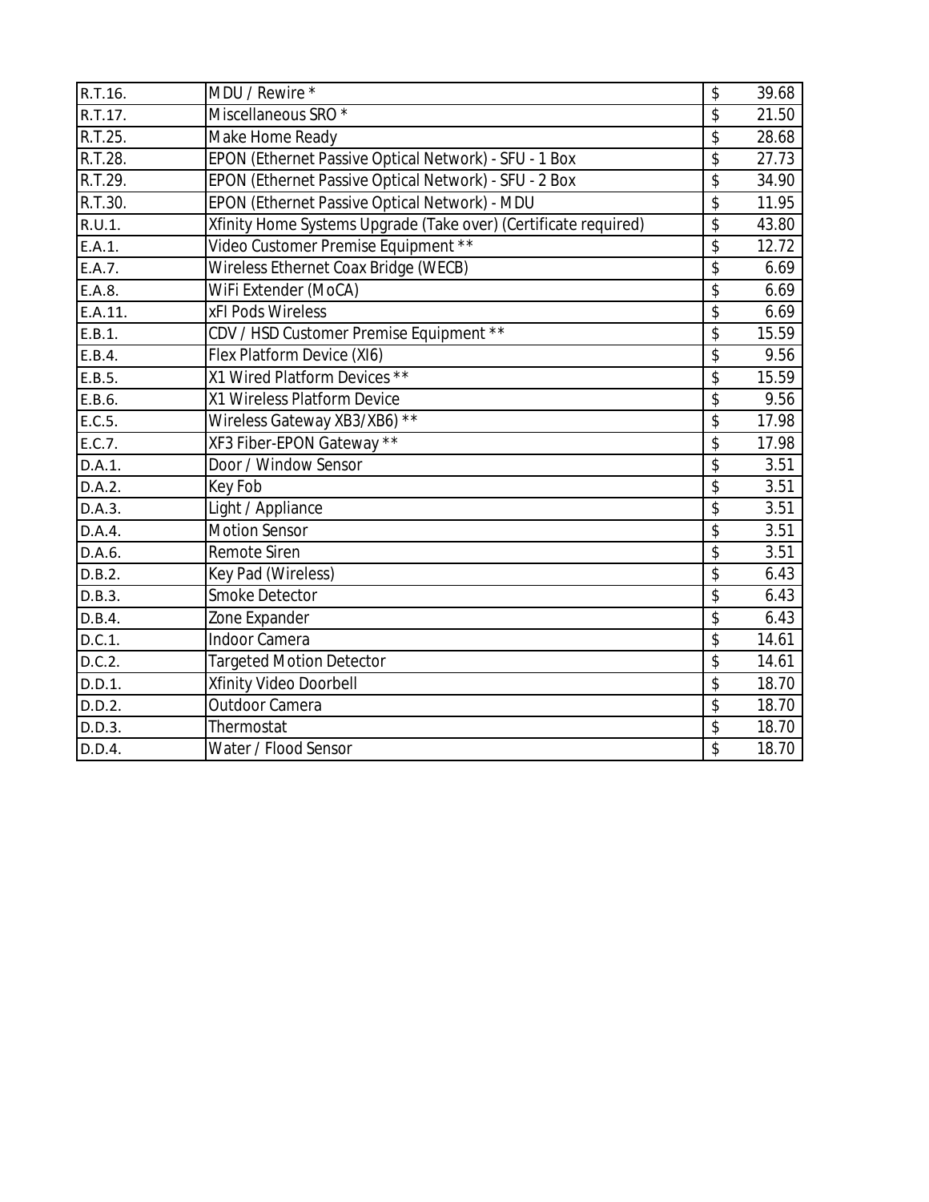| | | | |
|---|---|---|---|
| R.T.16. | MDU / Rewire * | $ | 39.68 |
| R.T.17. | Miscellaneous SRO * | $ | 21.50 |
| R.T.25. | Make Home Ready | $ | 28.68 |
| R.T.28. | EPON (Ethernet Passive Optical Network) - SFU - 1 Box | $ | 27.73 |
| R.T.29. | EPON (Ethernet Passive Optical Network) - SFU - 2 Box | $ | 34.90 |
| R.T.30. | EPON (Ethernet Passive Optical Network) - MDU | $ | 11.95 |
| R.U.1. | Xfinity Home Systems Upgrade (Take over) (Certificate required) | $ | 43.80 |
| E.A.1. | Video Customer Premise Equipment ** | $ | 12.72 |
| E.A.7. | Wireless Ethernet Coax Bridge (WECB) | $ | 6.69 |
| E.A.8. | WiFi Extender (MoCA) | $ | 6.69 |
| E.A.11. | xFI Pods Wireless | $ | 6.69 |
| E.B.1. | CDV / HSD Customer Premise Equipment ** | $ | 15.59 |
| E.B.4. | Flex Platform Device (XI6) | $ | 9.56 |
| E.B.5. | X1 Wired Platform Devices ** | $ | 15.59 |
| E.B.6. | X1 Wireless Platform Device | $ | 9.56 |
| E.C.5. | Wireless Gateway XB3/XB6) ** | $ | 17.98 |
| E.C.7. | XF3 Fiber-EPON Gateway ** | $ | 17.98 |
| D.A.1. | Door / Window Sensor | $ | 3.51 |
| D.A.2. | Key Fob | $ | 3.51 |
| D.A.3. | Light / Appliance | $ | 3.51 |
| D.A.4. | Motion Sensor | $ | 3.51 |
| D.A.6. | Remote Siren | $ | 3.51 |
| D.B.2. | Key Pad (Wireless) | $ | 6.43 |
| D.B.3. | Smoke Detector | $ | 6.43 |
| D.B.4. | Zone Expander | $ | 6.43 |
| D.C.1. | Indoor Camera | $ | 14.61 |
| D.C.2. | Targeted Motion Detector | $ | 14.61 |
| D.D.1. | Xfinity Video Doorbell | $ | 18.70 |
| D.D.2. | Outdoor Camera | $ | 18.70 |
| D.D.3. | Thermostat | $ | 18.70 |
| D.D.4. | Water / Flood Sensor | $ | 18.70 |